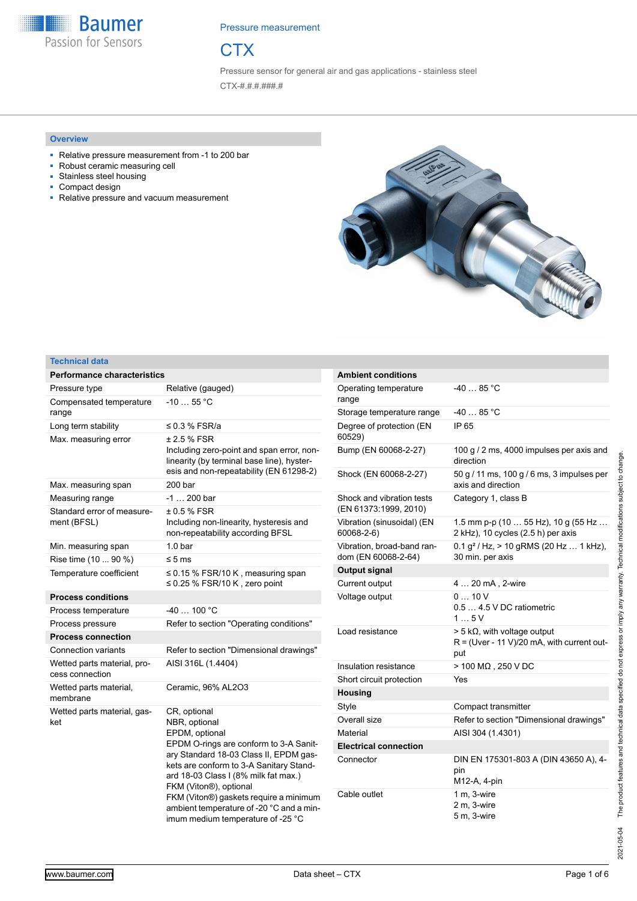Pressure measurement

# CTX

Pressure sensor for general air and gas applications - stainless steel

CTX-#.#.#.###.#

## Overview

- Relative pressure measurement from -1 to 200 bar
- Robust ceramic measuring cell
- Stainless steel housing
- Compact design
- Relative pressure and vacuum measurement

## Technical data

| **Performance characteristics** | |
|---|---|
| Pressure type | Relative (gauged) |
| Compensated temperature range | -10 … 55 °C |
| Long term stability | ≤ 0.3 % FSR/a |
| Max. measuring error | ± 2.5 % FSR<br>Including zero-point and span error, non-linearity (by terminal base line), hysteresis and non-repeatability (EN 61298-2) |
| Max. measuring span | 200 bar |
| Measuring range | -1 … 200 bar |
| Standard error of measurement (BFSL) | ± 0.5 % FSR<br>Including non-linearity, hysteresis and non-repeatability according BFSL |
| Min. measuring span | 1.0 bar |
| Rise time (10 ... 90 %) | ≤ 5 ms |
| Temperature coefficient | ≤ 0.15 % FSR/10 K , measuring span<br>≤ 0.25 % FSR/10 K , zero point |
| **Process conditions** | |
| Process temperature | -40 … 100 °C |
| Process pressure | Refer to section "Operating conditions" |
| **Process connection** | |
| Connection variants | Refer to section "Dimensional drawings" |
| Wetted parts material, process connection | AISI 316L (1.4404) |
| Wetted parts material, membrane | Ceramic, 96% AL2O3 |
| Wetted parts material, gasket | CR, optional<br>NBR, optional<br>EPDM, optional<br>EPDM O-rings are conform to 3-A Sanitary Standard 18-03 Class II, EPDM gaskets are conform to 3-A Sanitary Standard 18-03 Class I (8% milk fat max.)<br>FKM (Viton®), optional<br>FKM (Viton®) gaskets require a minimum ambient temperature of -20 °C and a minimum medium temperature of -25 °C |

| **Ambient conditions** | |
|---|---|
| Operating temperature range | -40 … 85 °C |
| Storage temperature range | -40 … 85 °C |
| Degree of protection (EN 60529) | IP 65 |
| Bump (EN 60068-2-27) | 100 g / 2 ms, 4000 impulses per axis and direction |
| Shock (EN 60068-2-27) | 50 g / 11 ms, 100 g / 6 ms, 3 impulses per axis and direction |
| Shock and vibration tests (EN 61373:1999, 2010) | Category 1, class B |
| Vibration (sinusoidal) (EN 60068-2-6) | 1.5 mm p-p (10 … 55 Hz), 10 g (55 Hz … 2 kHz), 10 cycles (2.5 h) per axis |
| Vibration, broad-band random (EN 60068-2-64) | 0.1 g² / Hz, > 10 gRMS (20 Hz … 1 kHz), 30 min. per axis |
| **Output signal** | |
| Current output | 4 … 20 mA , 2-wire |
| Voltage output | 0 … 10 V<br>0.5 … 4.5 V DC ratiometric<br>1 … 5 V |
| Load resistance | > 5 kΩ, with voltage output<br>R = (Uver - 11 V)/20 mA, with current output |
| Insulation resistance | > 100 MΩ , 250 V DC |
| Short circuit protection | Yes |
| **Housing** | |
| Style | Compact transmitter |
| Overall size | Refer to section "Dimensional drawings" |
| Material | AISI 304 (1.4301) |
| **Electrical connection** | |
| Connector | DIN EN 175301-803 A (DIN 43650 A), 4-pin<br>M12-A, 4-pin |
| Cable outlet | 1 m, 3-wire<br>2 m, 3-wire<br>5 m, 3-wire |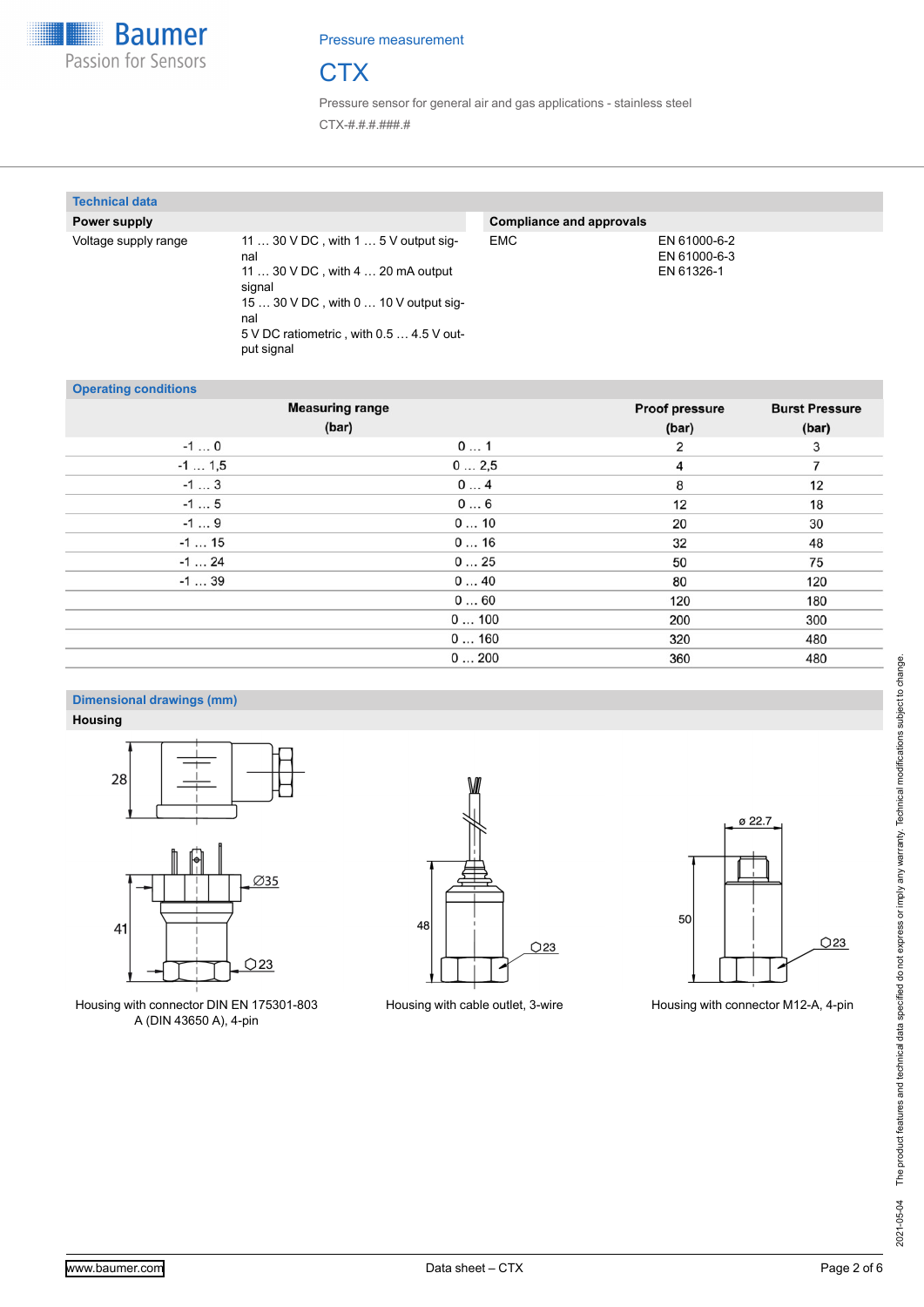## Technical data

| Power supply | |
|---|---|
| Voltage supply range | 11 … 30 V DC , with 1 … 5 V output signal<br>11 … 30 V DC , with 4 … 20 mA output signal<br>15 … 30 V DC , with 0 … 10 V output signal<br>5 V DC ratiometric , with 0.5 … 4.5 V output signal |

| Compliance and approvals | |
|---|---|
| EMC | EN 61000-6-2<br>EN 61000-6-3<br>EN 61326-1 |

## Operating conditions

| Measuring range (bar) | | Proof pressure (bar) | Burst Pressure (bar) |
|---|---|---|---|
| -1 … 0 | 0 … 1 | 2 | 3 |
| -1 … 1,5 | 0 … 2,5 | 4 | 7 |
| -1 … 3 | 0 … 4 | 8 | 12 |
| -1 … 5 | 0 … 6 | 12 | 18 |
| -1 … 9 | 0 … 10 | 20 | 30 |
| -1 … 15 | 0 … 16 | 32 | 48 |
| -1 … 24 | 0 … 25 | 50 | 75 |
| -1 … 39 | 0 … 40 | 80 | 120 |
| | 0 … 60 | 120 | 180 |
| | 0 … 100 | 200 | 300 |
| | 0 … 160 | 320 | 480 |
| | 0 … 200 | 360 | 480 |

## Dimensional drawings (mm)

### Housing

Housing with connector DIN EN 175301-803 A (DIN 43650 A), 4-pin

Housing with cable outlet, 3-wire

Housing with connector M12-A, 4-pin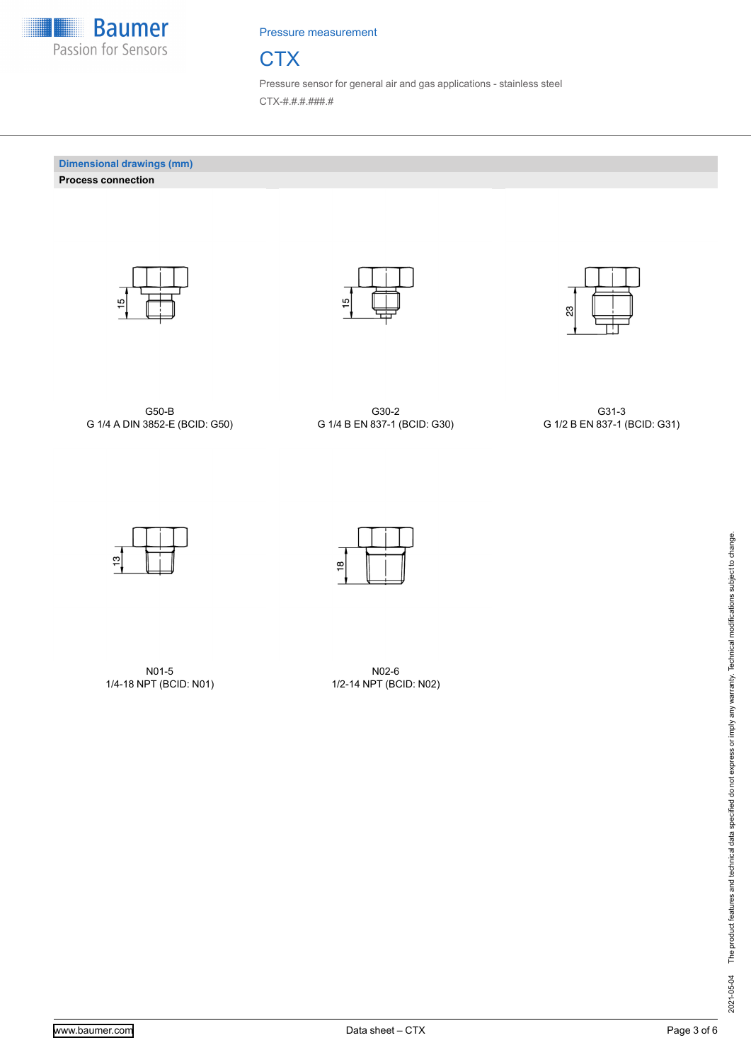## Dimensional drawings (mm)

**Process connection**

15

G50-B
G 1/4 A DIN 3852-E (BCID: G50)

15

G30-2
G 1/4 B EN 837-1 (BCID: G30)

23

G31-3
G 1/2 B EN 837-1 (BCID: G31)

13

N01-5
1/4-18 NPT (BCID: N01)

18

N02-6
1/2-14 NPT (BCID: N02)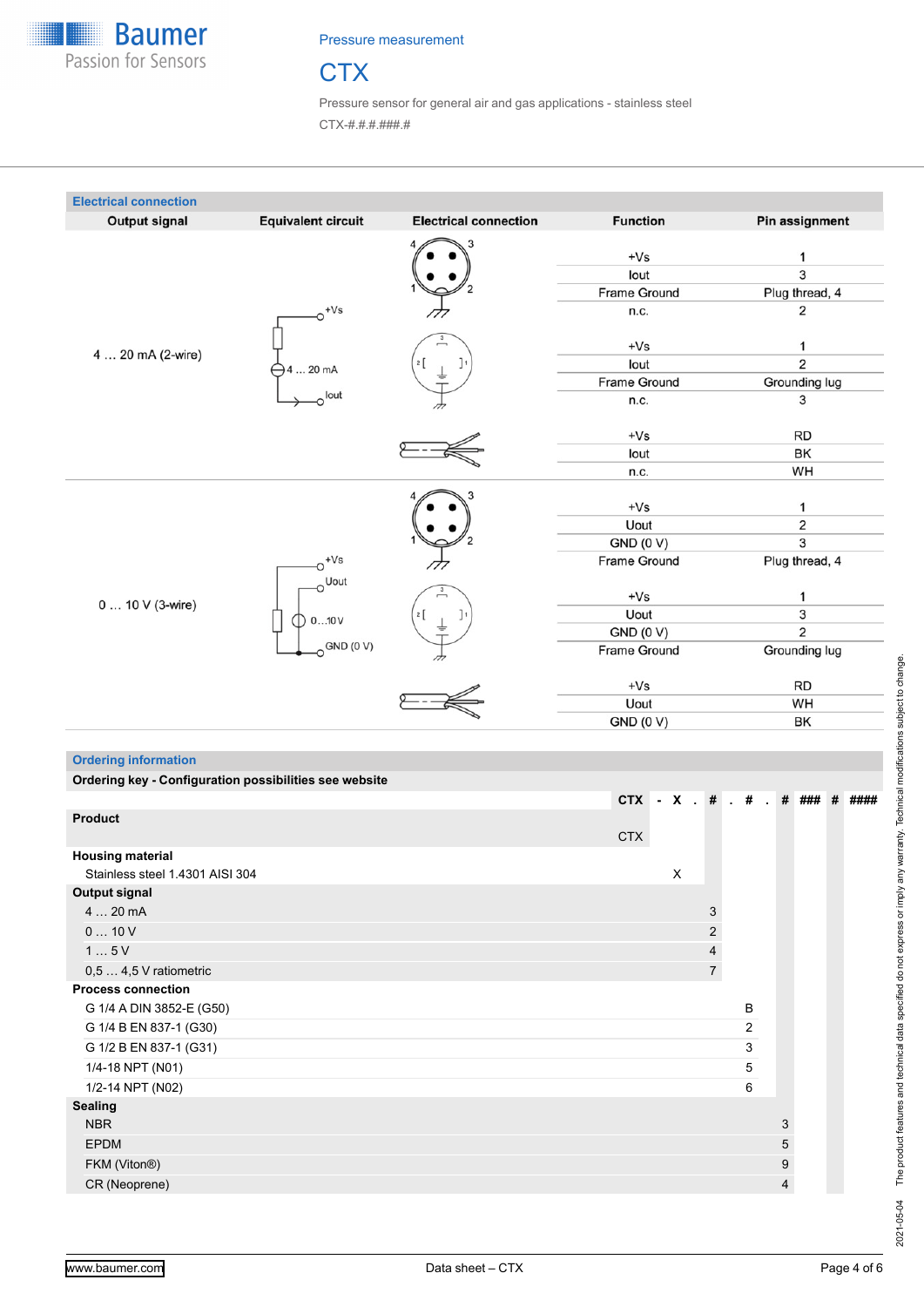## Electrical connection

| Output signal | Equivalent circuit | Electrical connection | Function | Pin assignment |
|---|---|---|---|---|
| 4 … 20 mA (2-wire) | +Vs / 4 … 20 mA / Iout | | +Vs | 1 |
| | | | Iout | 3 |
| | | | Frame Ground | Plug thread, 4 |
| | | | n.c. | 2 |
| | | | +Vs | 1 |
| | | | Iout | 2 |
| | | | Frame Ground | Grounding lug |
| | | | n.c. | 3 |
| | | | +Vs | RD |
| | | | Iout | BK |
| | | | n.c. | WH |
| 0 … 10 V (3-wire) | +Vs / Uout / 0…10 V / GND (0 V) | | +Vs | 1 |
| | | | Uout | 2 |
| | | | GND (0 V) | 3 |
| | | | Frame Ground | Plug thread, 4 |
| | | | +Vs | 1 |
| | | | Uout | 3 |
| | | | GND (0 V) | 2 |
| | | | Frame Ground | Grounding lug |
| | | | +Vs | RD |
| | | | Uout | WH |
| | | | GND (0 V) | BK |

## Ordering information

**Ordering key - Configuration possibilities see website**

| | CTX | - | X | . | # | . | # | . | # | ### | # | #### |
|---|---|---|---|---|---|---|---|---|---|---|---|---|
| **Product** | CTX | | | | | | | | | | | |
| **Housing material** | | | | | | | | | | | | |
| Stainless steel 1.4301 AISI 304 | | | X | | | | | | | | | |
| **Output signal** | | | | | | | | | | | | |
| 4 … 20 mA | | | | | 3 | | | | | | | |
| 0 … 10 V | | | | | 2 | | | | | | | |
| 1 … 5 V | | | | | 4 | | | | | | | |
| 0,5 … 4,5 V ratiometric | | | | | 7 | | | | | | | |
| **Process connection** | | | | | | | | | | | | |
| G 1/4 A DIN 3852-E (G50) | | | | | | | B | | | | | |
| G 1/4 B EN 837-1 (G30) | | | | | | | 2 | | | | | |
| G 1/2 B EN 837-1 (G31) | | | | | | | 3 | | | | | |
| 1/4-18 NPT (N01) | | | | | | | 5 | | | | | |
| 1/2-14 NPT (N02) | | | | | | | 6 | | | | | |
| **Sealing** | | | | | | | | | | | | |
| NBR | | | | | | | | | 3 | | | |
| EPDM | | | | | | | | | 5 | | | |
| FKM (Viton®) | | | | | | | | | 9 | | | |
| CR (Neoprene) | | | | | | | | | 4 | | | |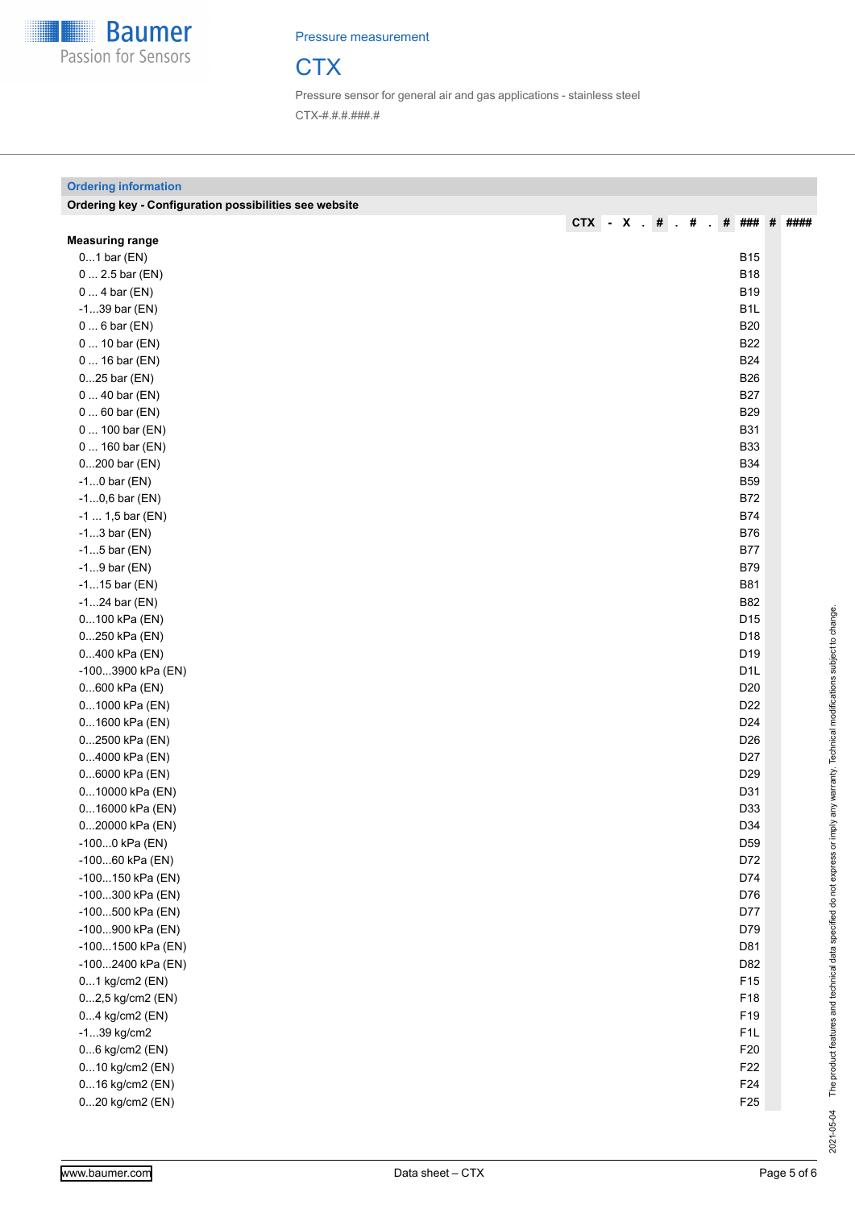Pressure measurement

# CTX

Pressure sensor for general air and gas applications - stainless steel

CTX-#.#.#.###.#

## Ordering information

**Ordering key - Configuration possibilities see website**

| | CTX | - | X | . | # | . | # | . | # | ### | # | #### |
|---|---|---|---|---|---|---|---|---|---|---|---|---|
| **Measuring range** | | | | | | | | | | | | |
| 0...1 bar (EN) | | | | | | | | | | B15 | | |
| 0 ... 2.5 bar (EN) | | | | | | | | | | B18 | | |
| 0 ... 4 bar (EN) | | | | | | | | | | B19 | | |
| -1...39 bar (EN) | | | | | | | | | | B1L | | |
| 0 ... 6 bar (EN) | | | | | | | | | | B20 | | |
| 0 ... 10 bar (EN) | | | | | | | | | | B22 | | |
| 0 ... 16 bar (EN) | | | | | | | | | | B24 | | |
| 0...25 bar (EN) | | | | | | | | | | B26 | | |
| 0 ... 40 bar (EN) | | | | | | | | | | B27 | | |
| 0 ... 60 bar (EN) | | | | | | | | | | B29 | | |
| 0 ... 100 bar (EN) | | | | | | | | | | B31 | | |
| 0 ... 160 bar (EN) | | | | | | | | | | B33 | | |
| 0...200 bar (EN) | | | | | | | | | | B34 | | |
| -1...0 bar (EN) | | | | | | | | | | B59 | | |
| -1...0,6 bar (EN) | | | | | | | | | | B72 | | |
| -1 ... 1,5 bar (EN) | | | | | | | | | | B74 | | |
| -1...3 bar (EN) | | | | | | | | | | B76 | | |
| -1...5 bar (EN) | | | | | | | | | | B77 | | |
| -1...9 bar (EN) | | | | | | | | | | B79 | | |
| -1...15 bar (EN) | | | | | | | | | | B81 | | |
| -1...24 bar (EN) | | | | | | | | | | B82 | | |
| 0...100 kPa (EN) | | | | | | | | | | D15 | | |
| 0...250 kPa (EN) | | | | | | | | | | D18 | | |
| 0...400 kPa (EN) | | | | | | | | | | D19 | | |
| -100...3900 kPa (EN) | | | | | | | | | | D1L | | |
| 0...600 kPa (EN) | | | | | | | | | | D20 | | |
| 0...1000 kPa (EN) | | | | | | | | | | D22 | | |
| 0...1600 kPa (EN) | | | | | | | | | | D24 | | |
| 0...2500 kPa (EN) | | | | | | | | | | D26 | | |
| 0...4000 kPa (EN) | | | | | | | | | | D27 | | |
| 0...6000 kPa (EN) | | | | | | | | | | D29 | | |
| 0...10000 kPa (EN) | | | | | | | | | | D31 | | |
| 0...16000 kPa (EN) | | | | | | | | | | D33 | | |
| 0...20000 kPa (EN) | | | | | | | | | | D34 | | |
| -100...0 kPa (EN) | | | | | | | | | | D59 | | |
| -100...60 kPa (EN) | | | | | | | | | | D72 | | |
| -100...150 kPa (EN) | | | | | | | | | | D74 | | |
| -100...300 kPa (EN) | | | | | | | | | | D76 | | |
| -100...500 kPa (EN) | | | | | | | | | | D77 | | |
| -100...900 kPa (EN) | | | | | | | | | | D79 | | |
| -100...1500 kPa (EN) | | | | | | | | | | D81 | | |
| -100...2400 kPa (EN) | | | | | | | | | | D82 | | |
| 0...1 kg/cm2 (EN) | | | | | | | | | | F15 | | |
| 0...2,5 kg/cm2 (EN) | | | | | | | | | | F18 | | |
| 0...4 kg/cm2 (EN) | | | | | | | | | | F19 | | |
| -1...39 kg/cm2 | | | | | | | | | | F1L | | |
| 0...6 kg/cm2 (EN) | | | | | | | | | | F20 | | |
| 0...10 kg/cm2 (EN) | | | | | | | | | | F22 | | |
| 0...16 kg/cm2 (EN) | | | | | | | | | | F24 | | |
| 0...20 kg/cm2 (EN) | | | | | | | | | | F25 | | |

2021-05-04 The product features and technical data specified do not express or imply any warranty. Technical modifications subject to change.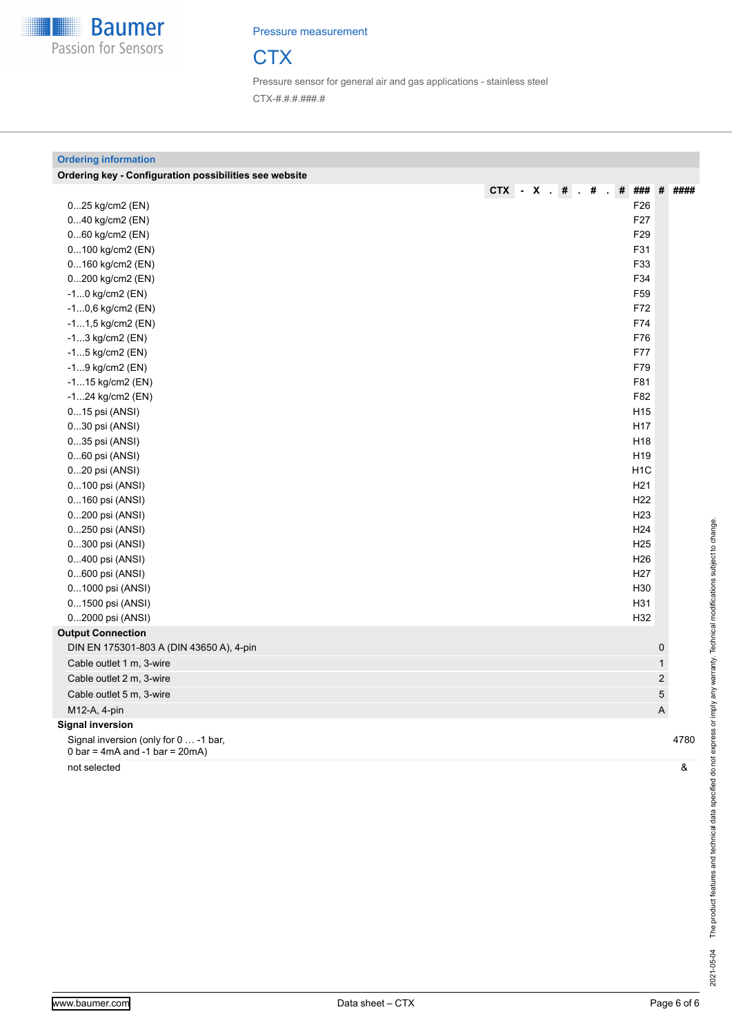# Pressure measurement

## CTX

Pressure sensor for general air and gas applications - stainless steel

CTX-#.#.#.###.#

## Ordering information

**Ordering key - Configuration possibilities see website**

| | CTX | - | X | . | # | . | # | . | # | ### | # | #### |
|---|---|---|---|---|---|---|---|---|---|---|---|---|
| 0...25 kg/cm2 (EN) | | | | | | | | | | F26 | | |
| 0...40 kg/cm2 (EN) | | | | | | | | | | F27 | | |
| 0...60 kg/cm2 (EN) | | | | | | | | | | F29 | | |
| 0...100 kg/cm2 (EN) | | | | | | | | | | F31 | | |
| 0...160 kg/cm2 (EN) | | | | | | | | | | F33 | | |
| 0...200 kg/cm2 (EN) | | | | | | | | | | F34 | | |
| -1...0 kg/cm2 (EN) | | | | | | | | | | F59 | | |
| -1...0,6 kg/cm2 (EN) | | | | | | | | | | F72 | | |
| -1...1,5 kg/cm2 (EN) | | | | | | | | | | F74 | | |
| -1...3 kg/cm2 (EN) | | | | | | | | | | F76 | | |
| -1...5 kg/cm2 (EN) | | | | | | | | | | F77 | | |
| -1...9 kg/cm2 (EN) | | | | | | | | | | F79 | | |
| -1...15 kg/cm2 (EN) | | | | | | | | | | F81 | | |
| -1...24 kg/cm2 (EN) | | | | | | | | | | F82 | | |
| 0...15 psi (ANSI) | | | | | | | | | | H15 | | |
| 0...30 psi (ANSI) | | | | | | | | | | H17 | | |
| 0...35 psi (ANSI) | | | | | | | | | | H18 | | |
| 0...60 psi (ANSI) | | | | | | | | | | H19 | | |
| 0...20 psi (ANSI) | | | | | | | | | | H1C | | |
| 0...100 psi (ANSI) | | | | | | | | | | H21 | | |
| 0...160 psi (ANSI) | | | | | | | | | | H22 | | |
| 0...200 psi (ANSI) | | | | | | | | | | H23 | | |
| 0...250 psi (ANSI) | | | | | | | | | | H24 | | |
| 0...300 psi (ANSI) | | | | | | | | | | H25 | | |
| 0...400 psi (ANSI) | | | | | | | | | | H26 | | |
| 0...600 psi (ANSI) | | | | | | | | | | H27 | | |
| 0...1000 psi (ANSI) | | | | | | | | | | H30 | | |
| 0...1500 psi (ANSI) | | | | | | | | | | H31 | | |
| 0...2000 psi (ANSI) | | | | | | | | | | H32 | | |
| **Output Connection** | | | | | | | | | | | | |
| DIN EN 175301-803 A (DIN 43650 A), 4-pin | | | | | | | | | | | 0 | |
| Cable outlet 1 m, 3-wire | | | | | | | | | | | 1 | |
| Cable outlet 2 m, 3-wire | | | | | | | | | | | 2 | |
| Cable outlet 5 m, 3-wire | | | | | | | | | | | 5 | |
| M12-A, 4-pin | | | | | | | | | | | A | |
| **Signal inversion** | | | | | | | | | | | | |
| Signal inversion (only for 0 … -1 bar, 0 bar = 4mA and -1 bar = 20mA) | | | | | | | | | | | | 4780 |
| not selected | | | | | | | | | | | | & |

2021-05-04 The product features and technical data specified do not express or imply any warranty. Technical modifications subject to change.